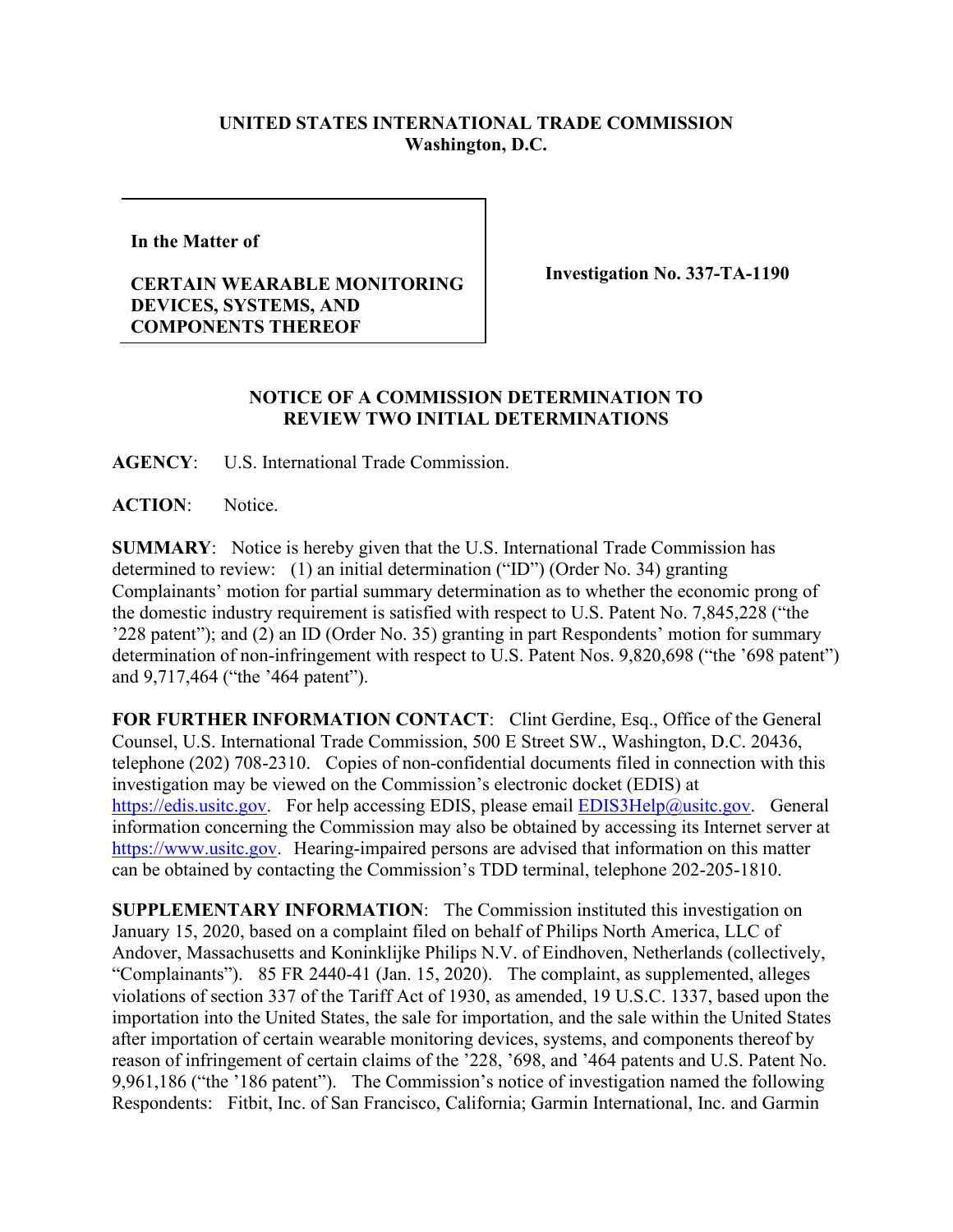**UNITED STATES INTERNATIONAL TRADE COMMISSION**
**Washington, D.C.**

| | |
|---|---|
| **In the Matter of**<br><br>**CERTAIN WEARABLE MONITORING DEVICES, SYSTEMS, AND COMPONENTS THEREOF** | **Investigation No. 337-TA-1190** |

**NOTICE OF A COMMISSION DETERMINATION TO REVIEW TWO INITIAL DETERMINATIONS**

**AGENCY**: U.S. International Trade Commission.

**ACTION**: Notice.

**SUMMARY**: Notice is hereby given that the U.S. International Trade Commission has determined to review: (1) an initial determination ("ID") (Order No. 34) granting Complainants' motion for partial summary determination as to whether the economic prong of the domestic industry requirement is satisfied with respect to U.S. Patent No. 7,845,228 ("the '228 patent"); and (2) an ID (Order No. 35) granting in part Respondents' motion for summary determination of non-infringement with respect to U.S. Patent Nos. 9,820,698 ("the '698 patent") and 9,717,464 ("the '464 patent").

**FOR FURTHER INFORMATION CONTACT**: Clint Gerdine, Esq., Office of the General Counsel, U.S. International Trade Commission, 500 E Street SW., Washington, D.C. 20436, telephone (202) 708-2310. Copies of non-confidential documents filed in connection with this investigation may be viewed on the Commission's electronic docket (EDIS) at https://edis.usitc.gov. For help accessing EDIS, please email EDIS3Help@usitc.gov. General information concerning the Commission may also be obtained by accessing its Internet server at https://www.usitc.gov. Hearing-impaired persons are advised that information on this matter can be obtained by contacting the Commission's TDD terminal, telephone 202-205-1810.

**SUPPLEMENTARY INFORMATION**: The Commission instituted this investigation on January 15, 2020, based on a complaint filed on behalf of Philips North America, LLC of Andover, Massachusetts and Koninklijke Philips N.V. of Eindhoven, Netherlands (collectively, "Complainants"). 85 FR 2440-41 (Jan. 15, 2020). The complaint, as supplemented, alleges violations of section 337 of the Tariff Act of 1930, as amended, 19 U.S.C. 1337, based upon the importation into the United States, the sale for importation, and the sale within the United States after importation of certain wearable monitoring devices, systems, and components thereof by reason of infringement of certain claims of the '228, '698, and '464 patents and U.S. Patent No. 9,961,186 ("the '186 patent"). The Commission's notice of investigation named the following Respondents: Fitbit, Inc. of San Francisco, California; Garmin International, Inc. and Garmin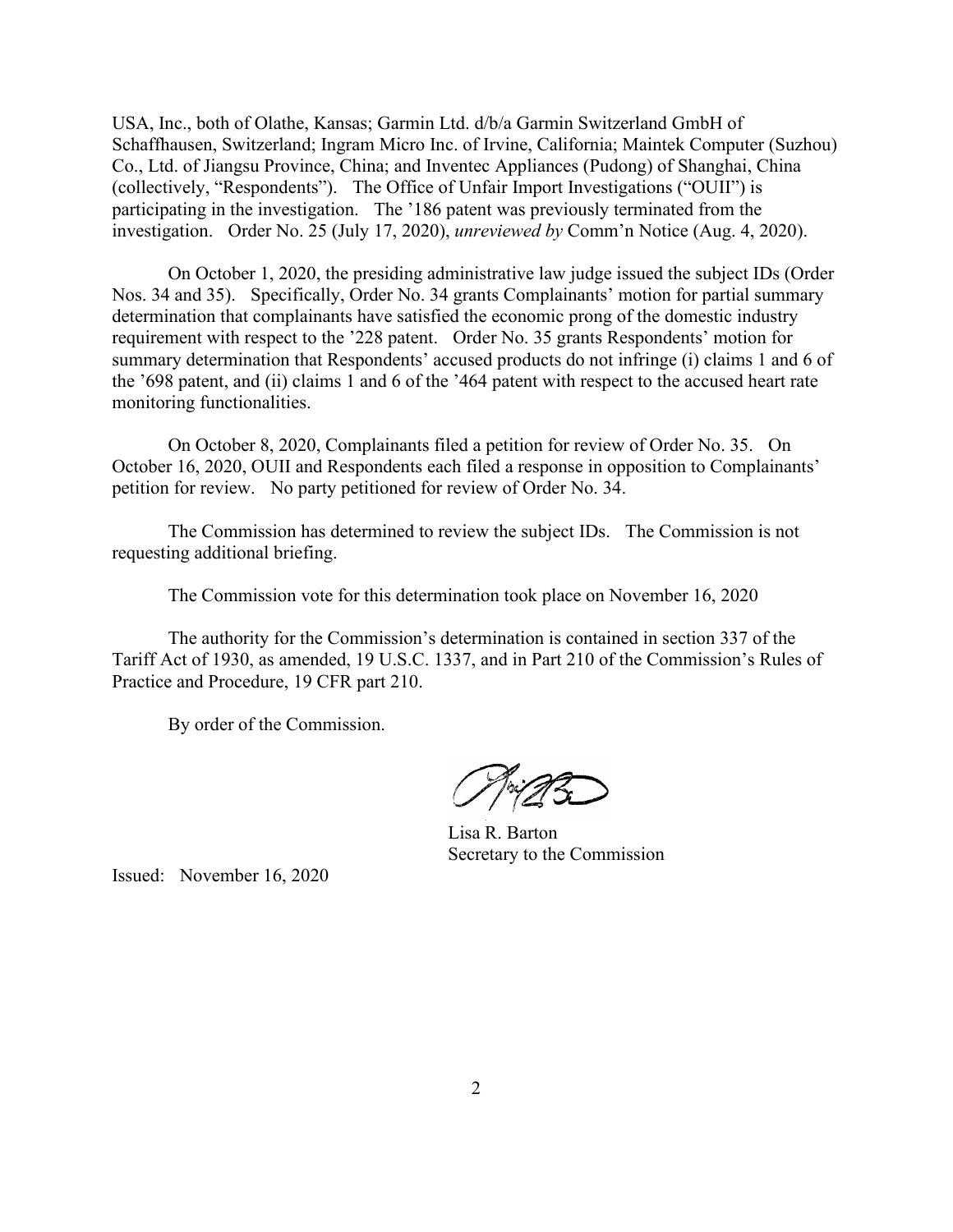USA, Inc., both of Olathe, Kansas; Garmin Ltd. d/b/a Garmin Switzerland GmbH of Schaffhausen, Switzerland; Ingram Micro Inc. of Irvine, California; Maintek Computer (Suzhou) Co., Ltd. of Jiangsu Province, China; and Inventec Appliances (Pudong) of Shanghai, China (collectively, "Respondents"). The Office of Unfair Import Investigations ("OUII") is participating in the investigation. The '186 patent was previously terminated from the investigation. Order No. 25 (July 17, 2020), *unreviewed by* Comm'n Notice (Aug. 4, 2020).

On October 1, 2020, the presiding administrative law judge issued the subject IDs (Order Nos. 34 and 35). Specifically, Order No. 34 grants Complainants' motion for partial summary determination that complainants have satisfied the economic prong of the domestic industry requirement with respect to the '228 patent. Order No. 35 grants Respondents' motion for summary determination that Respondents' accused products do not infringe (i) claims 1 and 6 of the '698 patent, and (ii) claims 1 and 6 of the '464 patent with respect to the accused heart rate monitoring functionalities.

On October 8, 2020, Complainants filed a petition for review of Order No. 35. On October 16, 2020, OUII and Respondents each filed a response in opposition to Complainants' petition for review. No party petitioned for review of Order No. 34.

The Commission has determined to review the subject IDs. The Commission is not requesting additional briefing.

The Commission vote for this determination took place on November 16, 2020

The authority for the Commission's determination is contained in section 337 of the Tariff Act of 1930, as amended, 19 U.S.C. 1337, and in Part 210 of the Commission's Rules of Practice and Procedure, 19 CFR part 210.

By order of the Commission.

Lisa R. Barton
Secretary to the Commission

Issued: November 16, 2020